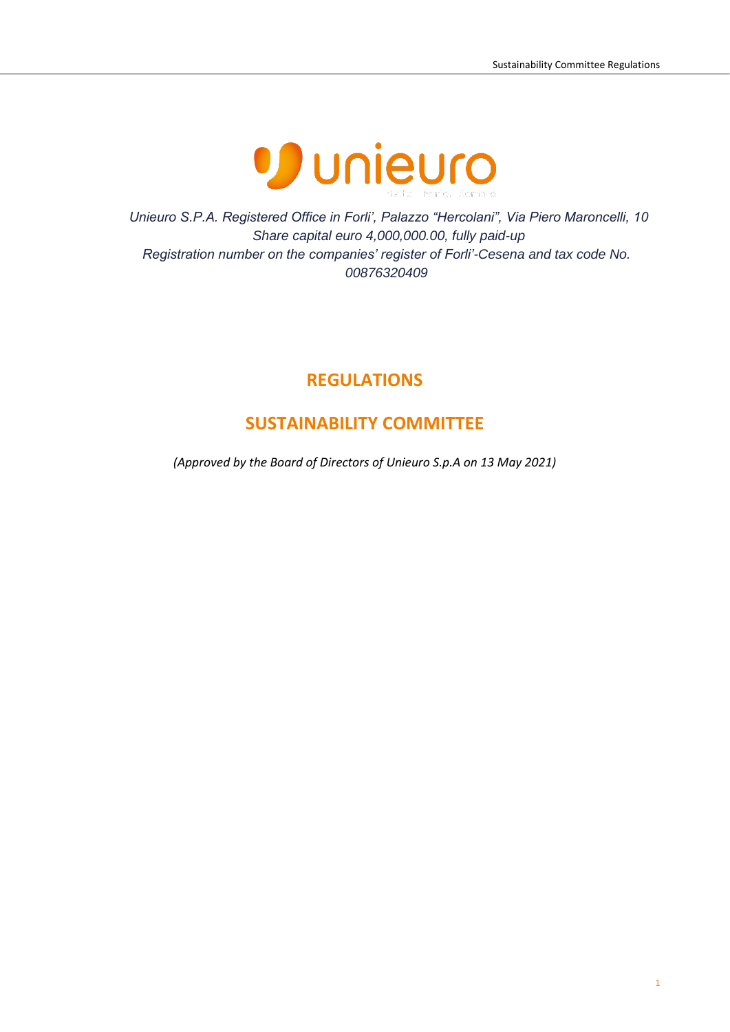*Unieuro S.P.A. Registered Office in Forli', Palazzo "Hercolani", Via Piero Maroncelli, 10*
*Share capital euro 4,000,000.00, fully paid-up*
*Registration number on the companies' register of Forli'-Cesena and tax code No. 00876320409*

# REGULATIONS

# SUSTAINABILITY COMMITTEE

*(Approved by the Board of Directors of Unieuro S.p.A on 13 May 2021)*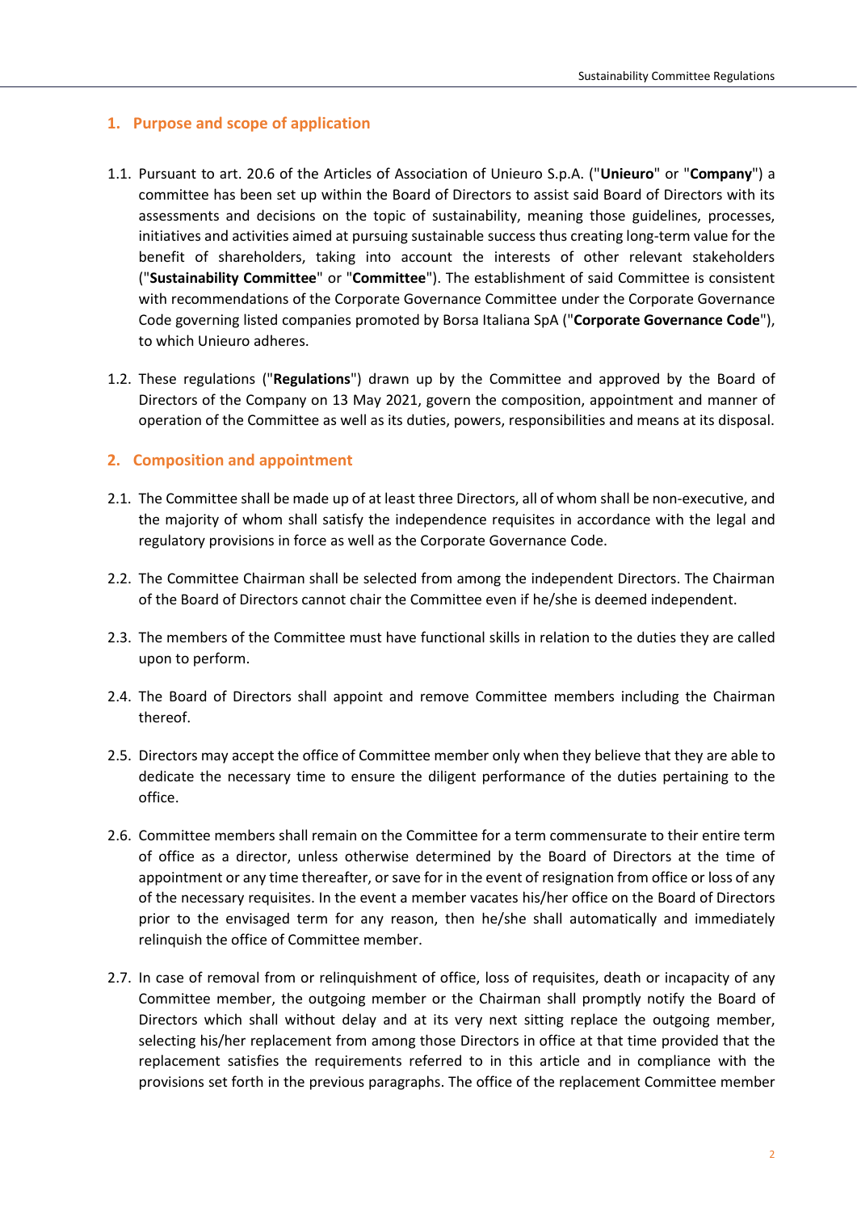## 1. Purpose and scope of application

1.1. Pursuant to art. 20.6 of the Articles of Association of Unieuro S.p.A. ("**Unieuro**" or "**Company**") a committee has been set up within the Board of Directors to assist said Board of Directors with its assessments and decisions on the topic of sustainability, meaning those guidelines, processes, initiatives and activities aimed at pursuing sustainable success thus creating long-term value for the benefit of shareholders, taking into account the interests of other relevant stakeholders ("**Sustainability Committee**" or "**Committee**"). The establishment of said Committee is consistent with recommendations of the Corporate Governance Committee under the Corporate Governance Code governing listed companies promoted by Borsa Italiana SpA ("**Corporate Governance Code**"), to which Unieuro adheres.

1.2. These regulations ("**Regulations**") drawn up by the Committee and approved by the Board of Directors of the Company on 13 May 2021, govern the composition, appointment and manner of operation of the Committee as well as its duties, powers, responsibilities and means at its disposal.

## 2. Composition and appointment

2.1. The Committee shall be made up of at least three Directors, all of whom shall be non-executive, and the majority of whom shall satisfy the independence requisites in accordance with the legal and regulatory provisions in force as well as the Corporate Governance Code.

2.2. The Committee Chairman shall be selected from among the independent Directors. The Chairman of the Board of Directors cannot chair the Committee even if he/she is deemed independent.

2.3. The members of the Committee must have functional skills in relation to the duties they are called upon to perform.

2.4. The Board of Directors shall appoint and remove Committee members including the Chairman thereof.

2.5. Directors may accept the office of Committee member only when they believe that they are able to dedicate the necessary time to ensure the diligent performance of the duties pertaining to the office.

2.6. Committee members shall remain on the Committee for a term commensurate to their entire term of office as a director, unless otherwise determined by the Board of Directors at the time of appointment or any time thereafter, or save for in the event of resignation from office or loss of any of the necessary requisites. In the event a member vacates his/her office on the Board of Directors prior to the envisaged term for any reason, then he/she shall automatically and immediately relinquish the office of Committee member.

2.7. In case of removal from or relinquishment of office, loss of requisites, death or incapacity of any Committee member, the outgoing member or the Chairman shall promptly notify the Board of Directors which shall without delay and at its very next sitting replace the outgoing member, selecting his/her replacement from among those Directors in office at that time provided that the replacement satisfies the requirements referred to in this article and in compliance with the provisions set forth in the previous paragraphs. The office of the replacement Committee member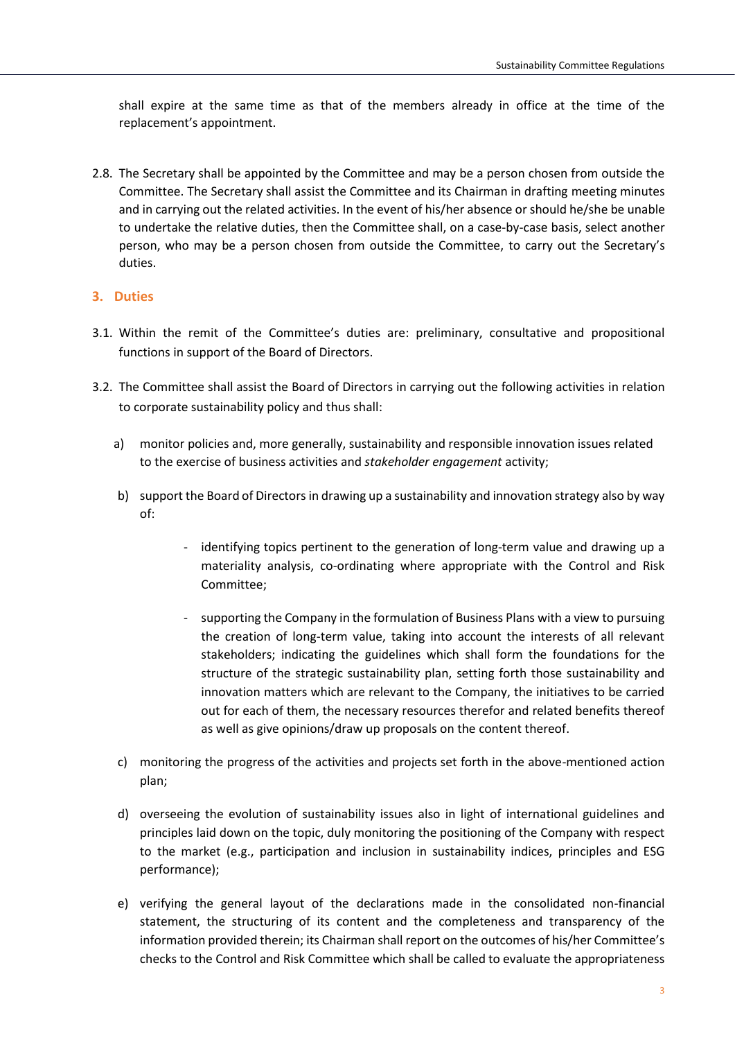shall expire at the same time as that of the members already in office at the time of the replacement's appointment.

2.8. The Secretary shall be appointed by the Committee and may be a person chosen from outside the Committee. The Secretary shall assist the Committee and its Chairman in drafting meeting minutes and in carrying out the related activities. In the event of his/her absence or should he/she be unable to undertake the relative duties, then the Committee shall, on a case-by-case basis, select another person, who may be a person chosen from outside the Committee, to carry out the Secretary's duties.

## 3. Duties

3.1. Within the remit of the Committee's duties are: preliminary, consultative and propositional functions in support of the Board of Directors.

3.2. The Committee shall assist the Board of Directors in carrying out the following activities in relation to corporate sustainability policy and thus shall:

a) monitor policies and, more generally, sustainability and responsible innovation issues related to the exercise of business activities and *stakeholder engagement* activity;

b) support the Board of Directors in drawing up a sustainability and innovation strategy also by way of:

   - identifying topics pertinent to the generation of long-term value and drawing up a materiality analysis, co-ordinating where appropriate with the Control and Risk Committee;

   - supporting the Company in the formulation of Business Plans with a view to pursuing the creation of long-term value, taking into account the interests of all relevant stakeholders; indicating the guidelines which shall form the foundations for the structure of the strategic sustainability plan, setting forth those sustainability and innovation matters which are relevant to the Company, the initiatives to be carried out for each of them, the necessary resources therefor and related benefits thereof as well as give opinions/draw up proposals on the content thereof.

c) monitoring the progress of the activities and projects set forth in the above-mentioned action plan;

d) overseeing the evolution of sustainability issues also in light of international guidelines and principles laid down on the topic, duly monitoring the positioning of the Company with respect to the market (e.g., participation and inclusion in sustainability indices, principles and ESG performance);

e) verifying the general layout of the declarations made in the consolidated non-financial statement, the structuring of its content and the completeness and transparency of the information provided therein; its Chairman shall report on the outcomes of his/her Committee's checks to the Control and Risk Committee which shall be called to evaluate the appropriateness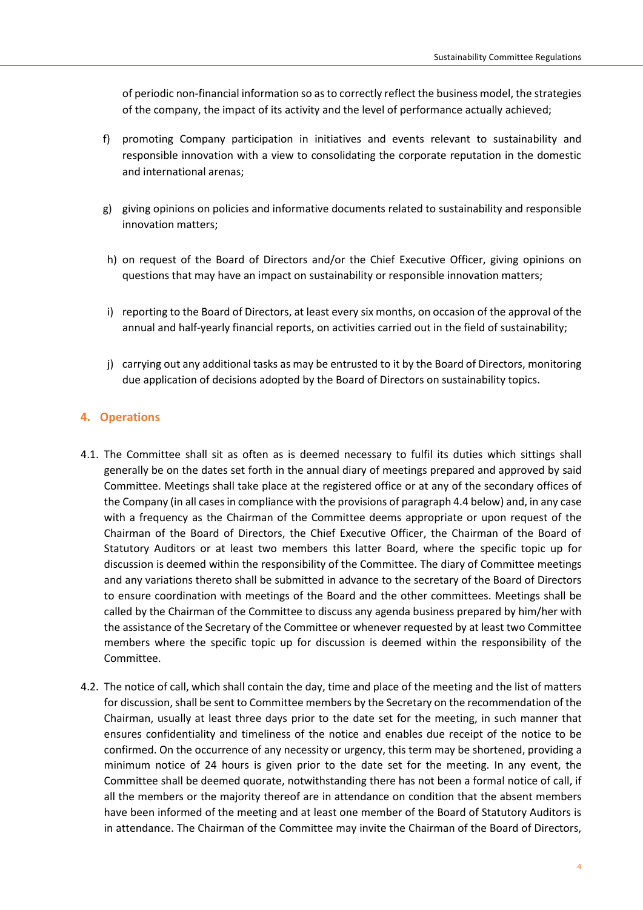of periodic non-financial information so as to correctly reflect the business model, the strategies of the company, the impact of its activity and the level of performance actually achieved;

f) promoting Company participation in initiatives and events relevant to sustainability and responsible innovation with a view to consolidating the corporate reputation in the domestic and international arenas;

g) giving opinions on policies and informative documents related to sustainability and responsible innovation matters;

h) on request of the Board of Directors and/or the Chief Executive Officer, giving opinions on questions that may have an impact on sustainability or responsible innovation matters;

i) reporting to the Board of Directors, at least every six months, on occasion of the approval of the annual and half-yearly financial reports, on activities carried out in the field of sustainability;

j) carrying out any additional tasks as may be entrusted to it by the Board of Directors, monitoring due application of decisions adopted by the Board of Directors on sustainability topics.

## 4. Operations

4.1. The Committee shall sit as often as is deemed necessary to fulfil its duties which sittings shall generally be on the dates set forth in the annual diary of meetings prepared and approved by said Committee. Meetings shall take place at the registered office or at any of the secondary offices of the Company (in all cases in compliance with the provisions of paragraph 4.4 below) and, in any case with a frequency as the Chairman of the Committee deems appropriate or upon request of the Chairman of the Board of Directors, the Chief Executive Officer, the Chairman of the Board of Statutory Auditors or at least two members this latter Board, where the specific topic up for discussion is deemed within the responsibility of the Committee. The diary of Committee meetings and any variations thereto shall be submitted in advance to the secretary of the Board of Directors to ensure coordination with meetings of the Board and the other committees. Meetings shall be called by the Chairman of the Committee to discuss any agenda business prepared by him/her with the assistance of the Secretary of the Committee or whenever requested by at least two Committee members where the specific topic up for discussion is deemed within the responsibility of the Committee.

4.2. The notice of call, which shall contain the day, time and place of the meeting and the list of matters for discussion, shall be sent to Committee members by the Secretary on the recommendation of the Chairman, usually at least three days prior to the date set for the meeting, in such manner that ensures confidentiality and timeliness of the notice and enables due receipt of the notice to be confirmed. On the occurrence of any necessity or urgency, this term may be shortened, providing a minimum notice of 24 hours is given prior to the date set for the meeting. In any event, the Committee shall be deemed quorate, notwithstanding there has not been a formal notice of call, if all the members or the majority thereof are in attendance on condition that the absent members have been informed of the meeting and at least one member of the Board of Statutory Auditors is in attendance. The Chairman of the Committee may invite the Chairman of the Board of Directors,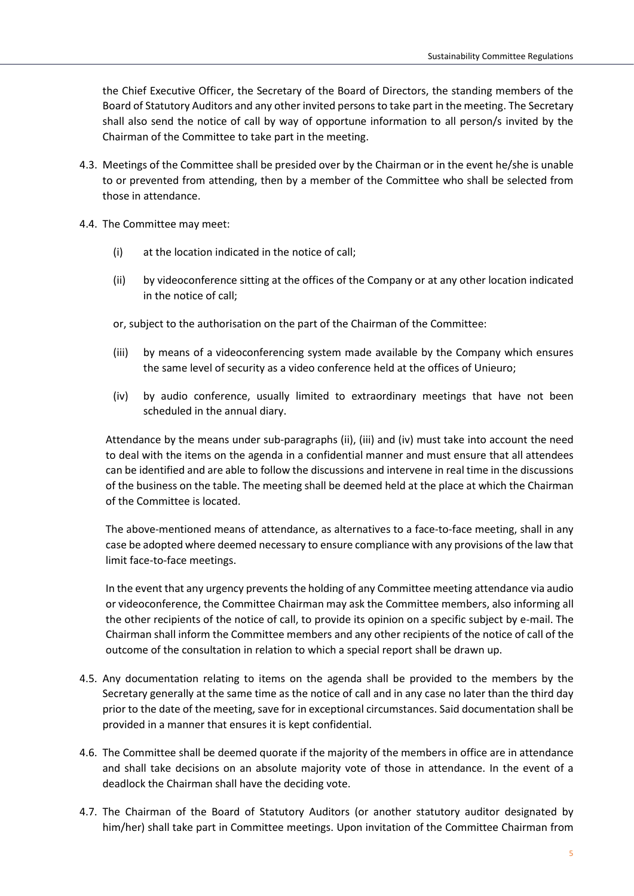the Chief Executive Officer, the Secretary of the Board of Directors, the standing members of the Board of Statutory Auditors and any other invited persons to take part in the meeting. The Secretary shall also send the notice of call by way of opportune information to all person/s invited by the Chairman of the Committee to take part in the meeting.

4.3. Meetings of the Committee shall be presided over by the Chairman or in the event he/she is unable to or prevented from attending, then by a member of the Committee who shall be selected from those in attendance.

4.4. The Committee may meet:

(i) at the location indicated in the notice of call;

(ii) by videoconference sitting at the offices of the Company or at any other location indicated in the notice of call;

or, subject to the authorisation on the part of the Chairman of the Committee:

(iii) by means of a videoconferencing system made available by the Company which ensures the same level of security as a video conference held at the offices of Unieuro;

(iv) by audio conference, usually limited to extraordinary meetings that have not been scheduled in the annual diary.

Attendance by the means under sub-paragraphs (ii), (iii) and (iv) must take into account the need to deal with the items on the agenda in a confidential manner and must ensure that all attendees can be identified and are able to follow the discussions and intervene in real time in the discussions of the business on the table. The meeting shall be deemed held at the place at which the Chairman of the Committee is located.

The above-mentioned means of attendance, as alternatives to a face-to-face meeting, shall in any case be adopted where deemed necessary to ensure compliance with any provisions of the law that limit face-to-face meetings.

In the event that any urgency prevents the holding of any Committee meeting attendance via audio or videoconference, the Committee Chairman may ask the Committee members, also informing all the other recipients of the notice of call, to provide its opinion on a specific subject by e-mail. The Chairman shall inform the Committee members and any other recipients of the notice of call of the outcome of the consultation in relation to which a special report shall be drawn up.

4.5. Any documentation relating to items on the agenda shall be provided to the members by the Secretary generally at the same time as the notice of call and in any case no later than the third day prior to the date of the meeting, save for in exceptional circumstances. Said documentation shall be provided in a manner that ensures it is kept confidential.

4.6. The Committee shall be deemed quorate if the majority of the members in office are in attendance and shall take decisions on an absolute majority vote of those in attendance. In the event of a deadlock the Chairman shall have the deciding vote.

4.7. The Chairman of the Board of Statutory Auditors (or another statutory auditor designated by him/her) shall take part in Committee meetings. Upon invitation of the Committee Chairman from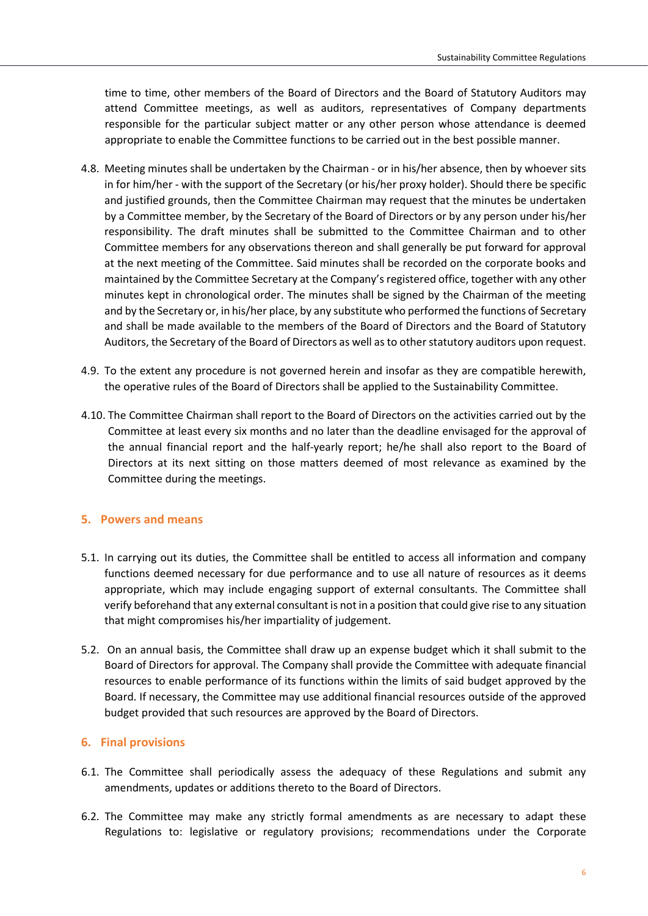time to time, other members of the Board of Directors and the Board of Statutory Auditors may attend Committee meetings, as well as auditors, representatives of Company departments responsible for the particular subject matter or any other person whose attendance is deemed appropriate to enable the Committee functions to be carried out in the best possible manner.

4.8. Meeting minutes shall be undertaken by the Chairman - or in his/her absence, then by whoever sits in for him/her - with the support of the Secretary (or his/her proxy holder). Should there be specific and justified grounds, then the Committee Chairman may request that the minutes be undertaken by a Committee member, by the Secretary of the Board of Directors or by any person under his/her responsibility. The draft minutes shall be submitted to the Committee Chairman and to other Committee members for any observations thereon and shall generally be put forward for approval at the next meeting of the Committee. Said minutes shall be recorded on the corporate books and maintained by the Committee Secretary at the Company's registered office, together with any other minutes kept in chronological order. The minutes shall be signed by the Chairman of the meeting and by the Secretary or, in his/her place, by any substitute who performed the functions of Secretary and shall be made available to the members of the Board of Directors and the Board of Statutory Auditors, the Secretary of the Board of Directors as well as to other statutory auditors upon request.

4.9. To the extent any procedure is not governed herein and insofar as they are compatible herewith, the operative rules of the Board of Directors shall be applied to the Sustainability Committee.

4.10. The Committee Chairman shall report to the Board of Directors on the activities carried out by the Committee at least every six months and no later than the deadline envisaged for the approval of the annual financial report and the half-yearly report; he/he shall also report to the Board of Directors at its next sitting on those matters deemed of most relevance as examined by the Committee during the meetings.

## 5. Powers and means

5.1. In carrying out its duties, the Committee shall be entitled to access all information and company functions deemed necessary for due performance and to use all nature of resources as it deems appropriate, which may include engaging support of external consultants. The Committee shall verify beforehand that any external consultant is not in a position that could give rise to any situation that might compromises his/her impartiality of judgement.

5.2. On an annual basis, the Committee shall draw up an expense budget which it shall submit to the Board of Directors for approval. The Company shall provide the Committee with adequate financial resources to enable performance of its functions within the limits of said budget approved by the Board. If necessary, the Committee may use additional financial resources outside of the approved budget provided that such resources are approved by the Board of Directors.

## 6. Final provisions

6.1. The Committee shall periodically assess the adequacy of these Regulations and submit any amendments, updates or additions thereto to the Board of Directors.

6.2. The Committee may make any strictly formal amendments as are necessary to adapt these Regulations to: legislative or regulatory provisions; recommendations under the Corporate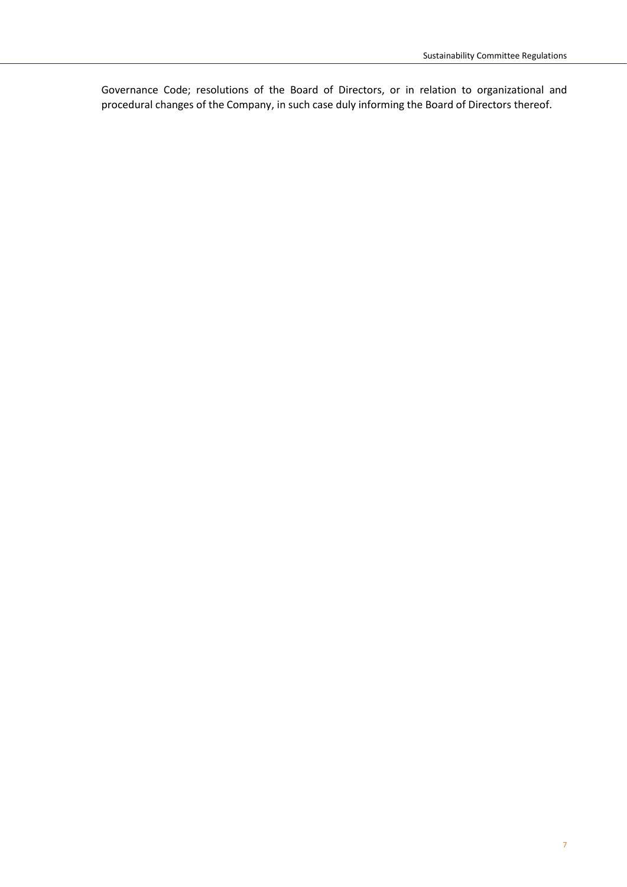Governance Code; resolutions of the Board of Directors, or in relation to organizational and procedural changes of the Company, in such case duly informing the Board of Directors thereof.